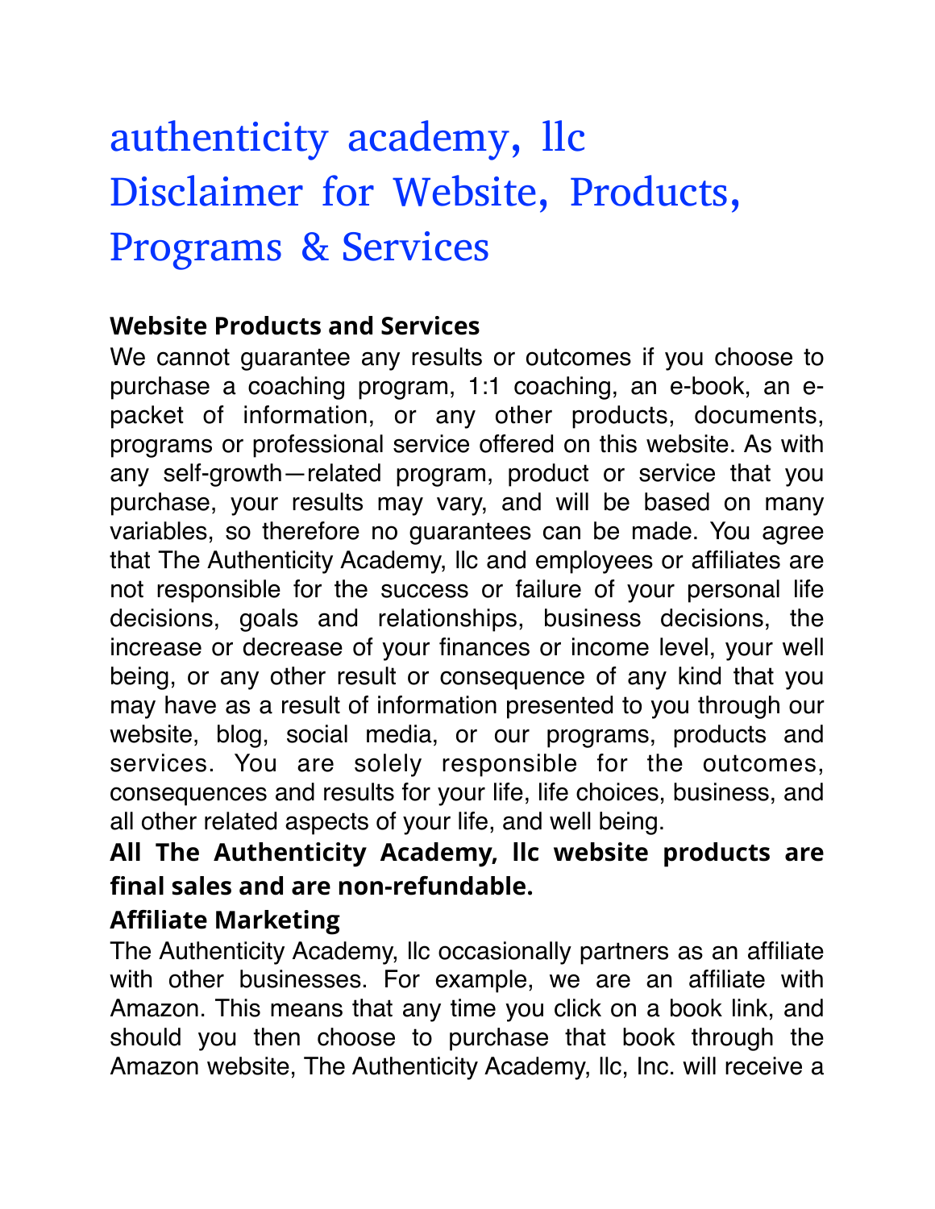# authenticity academy, llc Disclaimer for Website, Products, Programs & Services

## Website Products and Services

We cannot guarantee any results or outcomes if you choose to purchase a coaching program, 1:1 coaching, an e-book, an e-packet of information, or any other products, documents, programs or professional service offered on this website. As with any self-growth—related program, product or service that you purchase, your results may vary, and will be based on many variables, so therefore no guarantees can be made. You agree that The Authenticity Academy, llc and employees or affiliates are not responsible for the success or failure of your personal life decisions, goals and relationships, business decisions, the increase or decrease of your finances or income level, your well being, or any other result or consequence of any kind that you may have as a result of information presented to you through our website, blog, social media, or our programs, products and services. You are solely responsible for the outcomes, consequences and results for your life, life choices, business, and all other related aspects of your life, and well being.

**All The Authenticity Academy, llc website products are final sales and are non-refundable.**

## Affiliate Marketing

The Authenticity Academy, llc occasionally partners as an affiliate with other businesses. For example, we are an affiliate with Amazon. This means that any time you click on a book link, and should you then choose to purchase that book through the Amazon website, The Authenticity Academy, llc, Inc. will receive a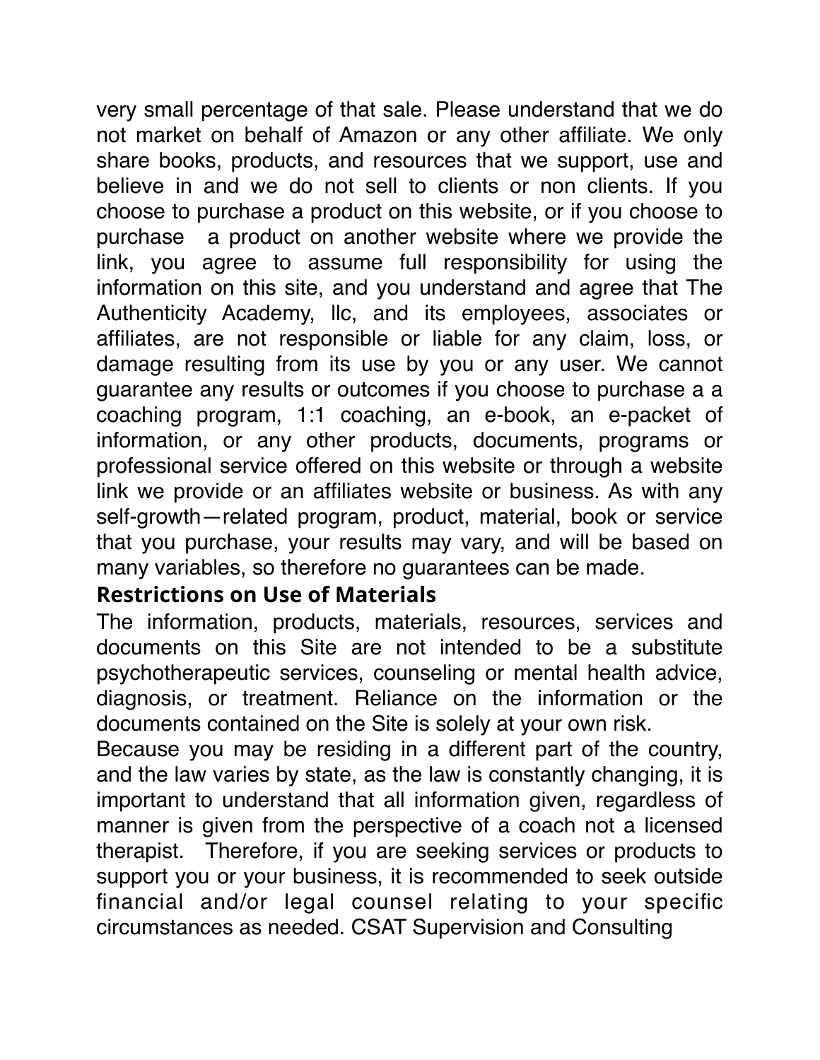very small percentage of that sale. Please understand that we do not market on behalf of Amazon or any other affiliate. We only share books, products, and resources that we support, use and believe in and we do not sell to clients or non clients. If you choose to purchase a product on this website, or if you choose to purchase a product on another website where we provide the link, you agree to assume full responsibility for using the information on this site, and you understand and agree that The Authenticity Academy, llc, and its employees, associates or affiliates, are not responsible or liable for any claim, loss, or damage resulting from its use by you or any user. We cannot guarantee any results or outcomes if you choose to purchase a a coaching program, 1:1 coaching, an e-book, an e-packet of information, or any other products, documents, programs or professional service offered on this website or through a website link we provide or an affiliates website or business. As with any self-growth—related program, product, material, book or service that you purchase, your results may vary, and will be based on many variables, so therefore no guarantees can be made.

## Restrictions on Use of Materials

The information, products, materials, resources, services and documents on this Site are not intended to be a substitute psychotherapeutic services, counseling or mental health advice, diagnosis, or treatment. Reliance on the information or the documents contained on the Site is solely at your own risk.

Because you may be residing in a different part of the country, and the law varies by state, as the law is constantly changing, it is important to understand that all information given, regardless of manner is given from the perspective of a coach not a licensed therapist. Therefore, if you are seeking services or products to support you or your business, it is recommended to seek outside financial and/or legal counsel relating to your specific circumstances as needed. CSAT Supervision and Consulting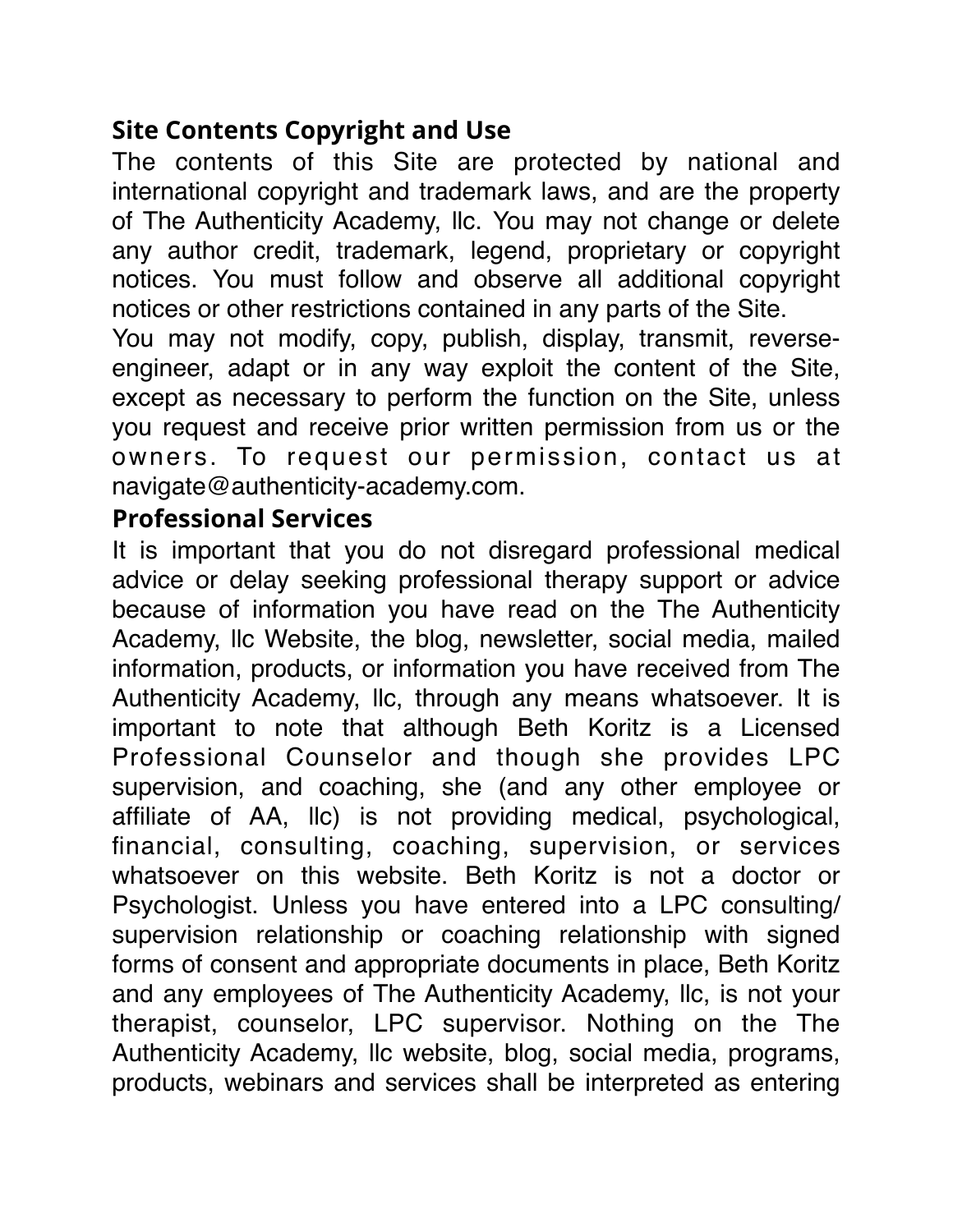## Site Contents Copyright and Use

The contents of this Site are protected by national and international copyright and trademark laws, and are the property of The Authenticity Academy, llc. You may not change or delete any author credit, trademark, legend, proprietary or copyright notices. You must follow and observe all additional copyright notices or other restrictions contained in any parts of the Site.

You may not modify, copy, publish, display, transmit, reverse-engineer, adapt or in any way exploit the content of the Site, except as necessary to perform the function on the Site, unless you request and receive prior written permission from us or the owners. To request our permission, contact us at navigate@authenticity-academy.com.

## Professional Services

It is important that you do not disregard professional medical advice or delay seeking professional therapy support or advice because of information you have read on the The Authenticity Academy, llc Website, the blog, newsletter, social media, mailed information, products, or information you have received from The Authenticity Academy, llc, through any means whatsoever. It is important to note that although Beth Koritz is a Licensed Professional Counselor and though she provides LPC supervision, and coaching, she (and any other employee or affiliate of AA, llc) is not providing medical, psychological, financial, consulting, coaching, supervision, or services whatsoever on this website. Beth Koritz is not a doctor or Psychologist. Unless you have entered into a LPC consulting/ supervision relationship or coaching relationship with signed forms of consent and appropriate documents in place, Beth Koritz and any employees of The Authenticity Academy, llc, is not your therapist, counselor, LPC supervisor. Nothing on the The Authenticity Academy, llc website, blog, social media, programs, products, webinars and services shall be interpreted as entering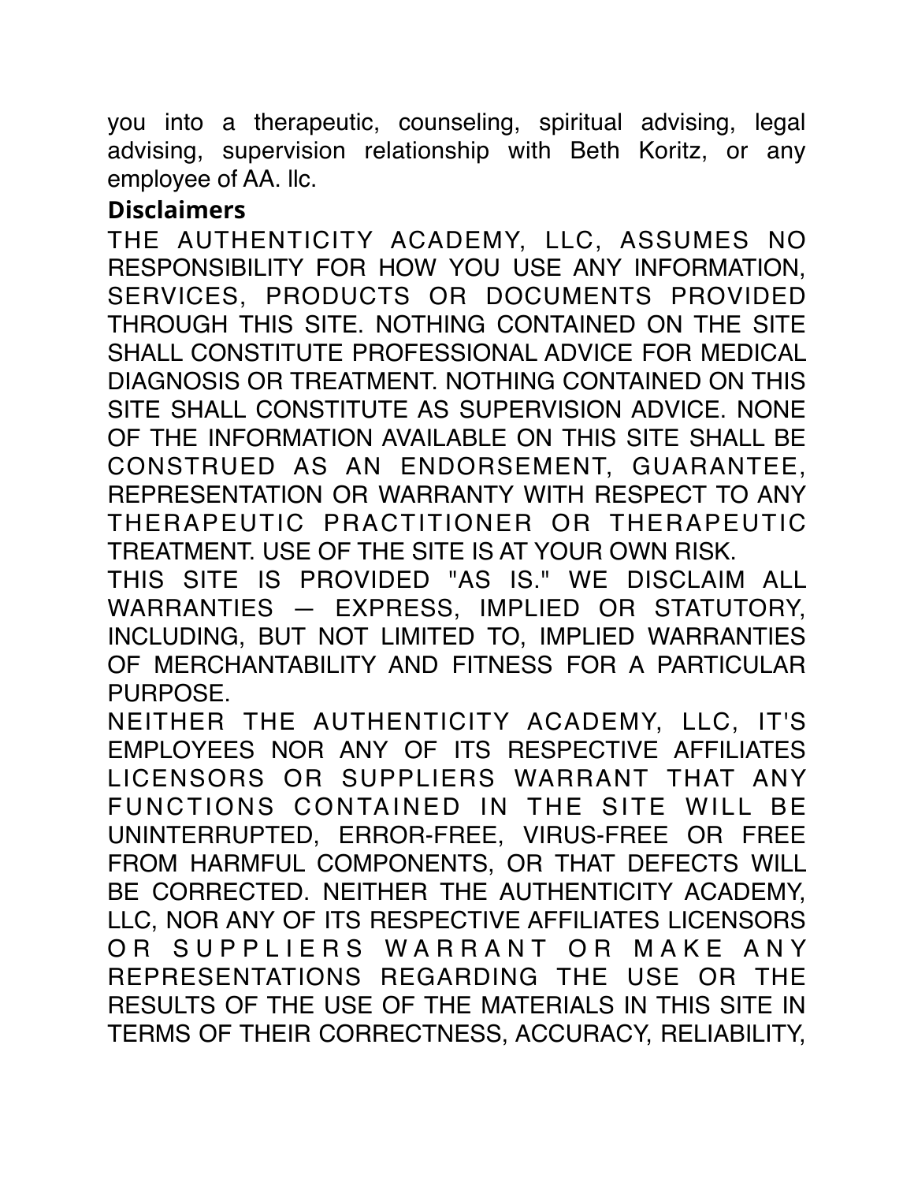you into a therapeutic, counseling, spiritual advising, legal advising, supervision relationship with Beth Koritz, or any employee of AA. llc.

**Disclaimers**

THE AUTHENTICITY ACADEMY, LLC, ASSUMES NO RESPONSIBILITY FOR HOW YOU USE ANY INFORMATION, SERVICES, PRODUCTS OR DOCUMENTS PROVIDED THROUGH THIS SITE. NOTHING CONTAINED ON THE SITE SHALL CONSTITUTE PROFESSIONAL ADVICE FOR MEDICAL DIAGNOSIS OR TREATMENT. NOTHING CONTAINED ON THIS SITE SHALL CONSTITUTE AS SUPERVISION ADVICE. NONE OF THE INFORMATION AVAILABLE ON THIS SITE SHALL BE CONSTRUED AS AN ENDORSEMENT, GUARANTEE, REPRESENTATION OR WARRANTY WITH RESPECT TO ANY THERAPEUTIC PRACTITIONER OR THERAPEUTIC TREATMENT. USE OF THE SITE IS AT YOUR OWN RISK.

THIS SITE IS PROVIDED "AS IS." WE DISCLAIM ALL WARRANTIES — EXPRESS, IMPLIED OR STATUTORY, INCLUDING, BUT NOT LIMITED TO, IMPLIED WARRANTIES OF MERCHANTABILITY AND FITNESS FOR A PARTICULAR PURPOSE.

NEITHER THE AUTHENTICITY ACADEMY, LLC, IT'S EMPLOYEES NOR ANY OF ITS RESPECTIVE AFFILIATES LICENSORS OR SUPPLIERS WARRANT THAT ANY FUNCTIONS CONTAINED IN THE SITE WILL BE UNINTERRUPTED, ERROR-FREE, VIRUS-FREE OR FREE FROM HARMFUL COMPONENTS, OR THAT DEFECTS WILL BE CORRECTED. NEITHER THE AUTHENTICITY ACADEMY, LLC, NOR ANY OF ITS RESPECTIVE AFFILIATES LICENSORS OR SUPPLIERS WARRANT OR MAKE ANY REPRESENTATIONS REGARDING THE USE OR THE RESULTS OF THE USE OF THE MATERIALS IN THIS SITE IN TERMS OF THEIR CORRECTNESS, ACCURACY, RELIABILITY,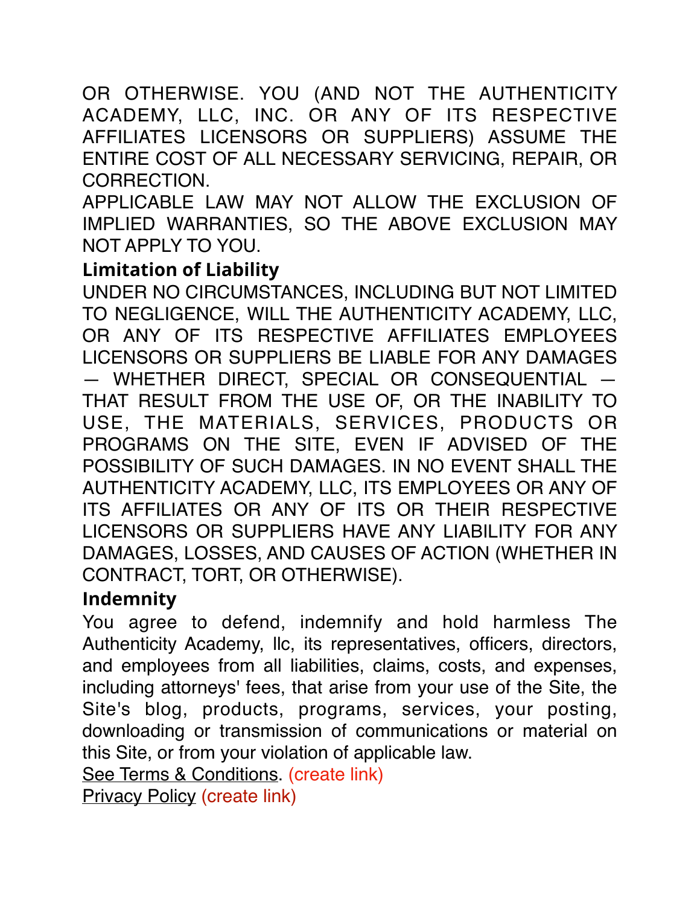OR OTHERWISE. YOU (AND NOT THE AUTHENTICITY ACADEMY, LLC, INC. OR ANY OF ITS RESPECTIVE AFFILIATES LICENSORS OR SUPPLIERS) ASSUME THE ENTIRE COST OF ALL NECESSARY SERVICING, REPAIR, OR CORRECTION.

APPLICABLE LAW MAY NOT ALLOW THE EXCLUSION OF IMPLIED WARRANTIES, SO THE ABOVE EXCLUSION MAY NOT APPLY TO YOU.

## Limitation of Liability

UNDER NO CIRCUMSTANCES, INCLUDING BUT NOT LIMITED TO NEGLIGENCE, WILL THE AUTHENTICITY ACADEMY, LLC, OR ANY OF ITS RESPECTIVE AFFILIATES EMPLOYEES LICENSORS OR SUPPLIERS BE LIABLE FOR ANY DAMAGES — WHETHER DIRECT, SPECIAL OR CONSEQUENTIAL — THAT RESULT FROM THE USE OF, OR THE INABILITY TO USE, THE MATERIALS, SERVICES, PRODUCTS OR PROGRAMS ON THE SITE, EVEN IF ADVISED OF THE POSSIBILITY OF SUCH DAMAGES. IN NO EVENT SHALL THE AUTHENTICITY ACADEMY, LLC, ITS EMPLOYEES OR ANY OF ITS AFFILIATES OR ANY OF ITS OR THEIR RESPECTIVE LICENSORS OR SUPPLIERS HAVE ANY LIABILITY FOR ANY DAMAGES, LOSSES, AND CAUSES OF ACTION (WHETHER IN CONTRACT, TORT, OR OTHERWISE).

## Indemnity

You agree to defend, indemnify and hold harmless The Authenticity Academy, llc, its representatives, officers, directors, and employees from all liabilities, claims, costs, and expenses, including attorneys' fees, that arise from your use of the Site, the Site's blog, products, programs, services, your posting, downloading or transmission of communications or material on this Site, or from your violation of applicable law.

See Terms & Conditions. (create link)

Privacy Policy (create link)